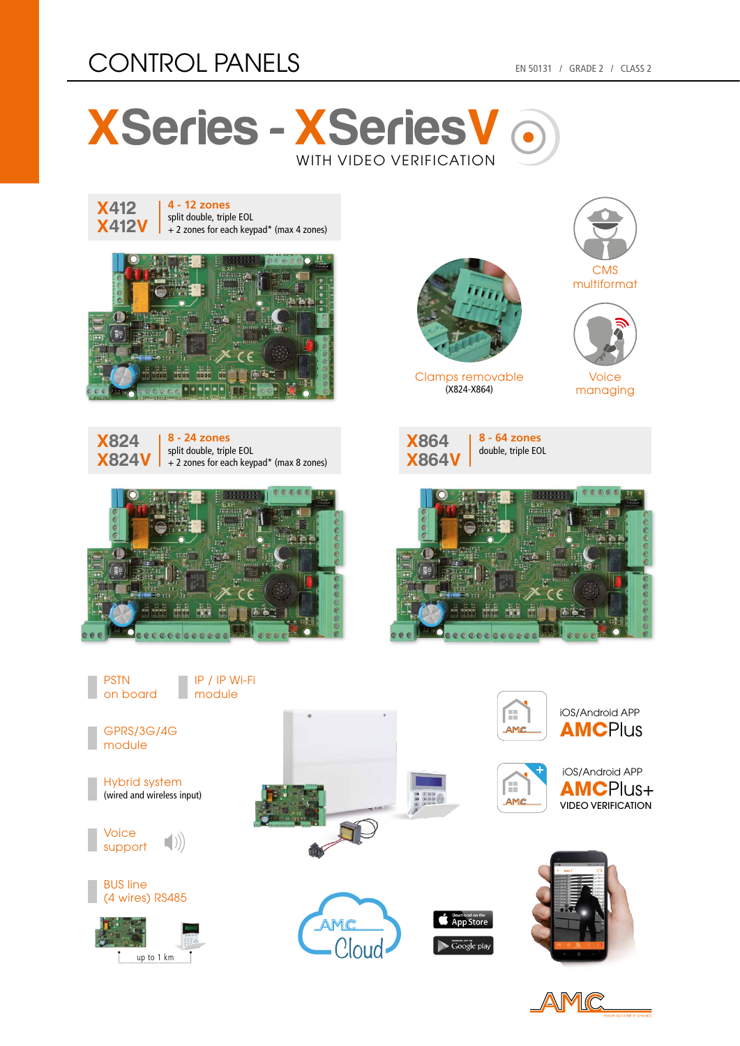# CONTROL PANELS

EN 50131 / GRADE 2 / CLASS 2

## XSeries - XSeriesV

WITH VIDEO VERIFICATION

### X412 / X412V

**4 - 12 zones**
split double, triple EOL
+ 2 zones for each keypad* (max 4 zones)

Clamps removable
(X824-X864)

CMS multiformat

Voice managing

### X824 / X824V

**8 - 24 zones**
split double, triple EOL
+ 2 zones for each keypad* (max 8 zones)

### X864 / X864V

**8 - 64 zones**
double, triple EOL

- PSTN on board
- IP / IP Wi-Fi module
- GPRS/3G/4G module
- Hybrid system (wired and wireless input)
- Voice support
- BUS line (4 wires) RS485

up to 1 km

iOS/Android APP
**AMCPlus**

iOS/Android APP
**AMCPlus+**
VIDEO VERIFICATION

AMC Cloud

Download on the App Store

Google play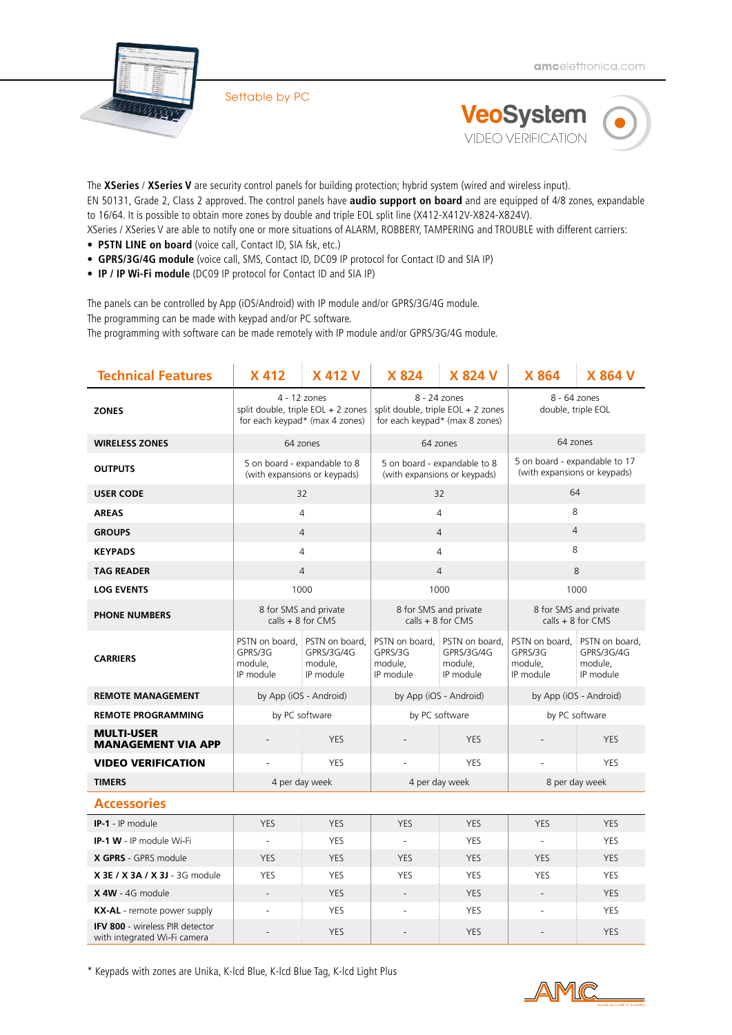amcelettronica.com

Settable by PC

# VeoSystem

VIDEO VERIFICATION

The **XSeries** / **XSeries V** are security control panels for building protection; hybrid system (wired and wireless input).
EN 50131, Grade 2, Class 2 approved. The control panels have **audio support on board** and are equipped of 4/8 zones, expandable to 16/64. It is possible to obtain more zones by double and triple EOL split line (X412-X412V-X824-X824V).
XSeries / XSeries V are able to notify one or more situations of ALARM, ROBBERY, TAMPERING and TROUBLE with different carriers:

- **PSTN LINE on board** (voice call, Contact ID, SIA fsk, etc.)
- **GPRS/3G/4G module** (voice call, SMS, Contact ID, DC09 IP protocol for Contact ID and SIA IP)
- **IP / IP Wi-Fi module** (DC09 IP protocol for Contact ID and SIA IP)

The panels can be controlled by App (iOS/Android) with IP module and/or GPRS/3G/4G module.
The programming can be made with keypad and/or PC software.
The programming with software can be made remotely with IP module and/or GPRS/3G/4G module.

| Technical Features | X 412 | X 412 V | X 824 | X 824 V | X 864 | X 864 V |
|---|---|---|---|---|---|---|
| **ZONES** | 4 - 12 zones split double, triple EOL + 2 zones for each keypad* (max 4 zones) | | 8 - 24 zones split double, triple EOL + 2 zones for each keypad* (max 8 zones) | | 8 - 64 zones double, triple EOL | |
| **WIRELESS ZONES** | 64 zones | | 64 zones | | 64 zones | |
| **OUTPUTS** | 5 on board - expandable to 8 (with expansions or keypads) | | 5 on board - expandable to 8 (with expansions or keypads) | | 5 on board - expandable to 17 (with expansions or keypads) | |
| **USER CODE** | 32 | | 32 | | 64 | |
| **AREAS** | 4 | | 4 | | 8 | |
| **GROUPS** | 4 | | 4 | | 4 | |
| **KEYPADS** | 4 | | 4 | | 8 | |
| **TAG READER** | 4 | | 4 | | 8 | |
| **LOG EVENTS** | 1000 | | 1000 | | 1000 | |
| **PHONE NUMBERS** | 8 for SMS and private calls + 8 for CMS | | 8 for SMS and private calls + 8 for CMS | | 8 for SMS and private calls + 8 for CMS | |
| **CARRIERS** | PSTN on board, GPRS/3G module, IP module | PSTN on board, GPRS/3G/4G module, IP module | PSTN on board, GPRS/3G module, IP module | PSTN on board, GPRS/3G/4G module, IP module | PSTN on board, GPRS/3G module, IP module | PSTN on board, GPRS/3G/4G module, IP module |
| **REMOTE MANAGEMENT** | by App (iOS - Android) | | by App (iOS - Android) | | by App (iOS - Android) | |
| **REMOTE PROGRAMMING** | by PC software | | by PC software | | by PC software | |
| **MULTI-USER MANAGEMENT VIA APP** | - | YES | - | YES | - | YES |
| **VIDEO VERIFICATION** | - | YES | - | YES | - | YES |
| **TIMERS** | 4 per day week | | 4 per day week | | 8 per day week | |
| **Accessories** | | | | | | |
| **IP-1** - IP module | YES | YES | YES | YES | YES | YES |
| **IP-1 W** - IP module Wi-Fi | - | YES | - | YES | - | YES |
| **X GPRS** - GPRS module | YES | YES | YES | YES | YES | YES |
| **X 3E / X 3A / X 3J** - 3G module | YES | YES | YES | YES | YES | YES |
| **X 4W** - 4G module | - | YES | - | YES | - | YES |
| **KX-AL** - remote power supply | - | YES | - | YES | - | YES |
| **IFV 800** - wireless PIR detector with integrated Wi-Fi camera | - | YES | - | YES | - | YES |

\* Keypads with zones are Unika, K-lcd Blue, K-lcd Blue Tag, K-lcd Light Plus

AMC